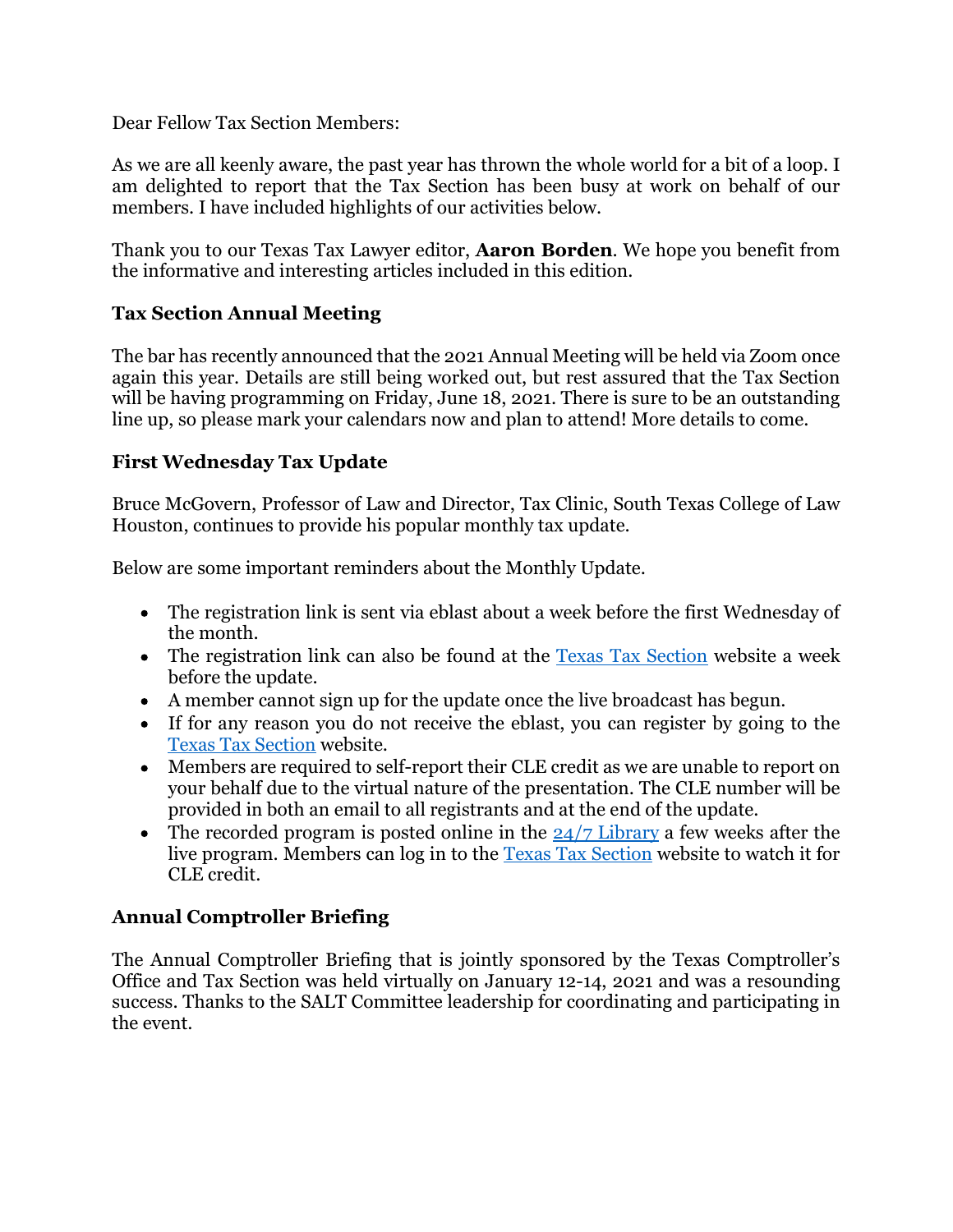Dear Fellow Tax Section Members:

As we are all keenly aware, the past year has thrown the whole world for a bit of a loop. I am delighted to report that the Tax Section has been busy at work on behalf of our members. I have included highlights of our activities below.

Thank you to our Texas Tax Lawyer editor, **Aaron Borden**. We hope you benefit from the informative and interesting articles included in this edition.

### Tax Section Annual Meeting

The bar has recently announced that the 2021 Annual Meeting will be held via Zoom once again this year. Details are still being worked out, but rest assured that the Tax Section will be having programming on Friday, June 18, 2021. There is sure to be an outstanding line up, so please mark your calendars now and plan to attend! More details to come.

### First Wednesday Tax Update

Bruce McGovern, Professor of Law and Director, Tax Clinic, South Texas College of Law Houston, continues to provide his popular monthly tax update.

Below are some important reminders about the Monthly Update.

- The registration link is sent via eblast about a week before the first Wednesday of the month.
- The registration link can also be found at the Texas Tax Section website a week before the update.
- A member cannot sign up for the update once the live broadcast has begun.
- If for any reason you do not receive the eblast, you can register by going to the Texas Tax Section website.
- Members are required to self-report their CLE credit as we are unable to report on your behalf due to the virtual nature of the presentation. The CLE number will be provided in both an email to all registrants and at the end of the update.
- The recorded program is posted online in the 24/7 Library a few weeks after the live program. Members can log in to the Texas Tax Section website to watch it for CLE credit.

### Annual Comptroller Briefing

The Annual Comptroller Briefing that is jointly sponsored by the Texas Comptroller's Office and Tax Section was held virtually on January 12-14, 2021 and was a resounding success. Thanks to the SALT Committee leadership for coordinating and participating in the event.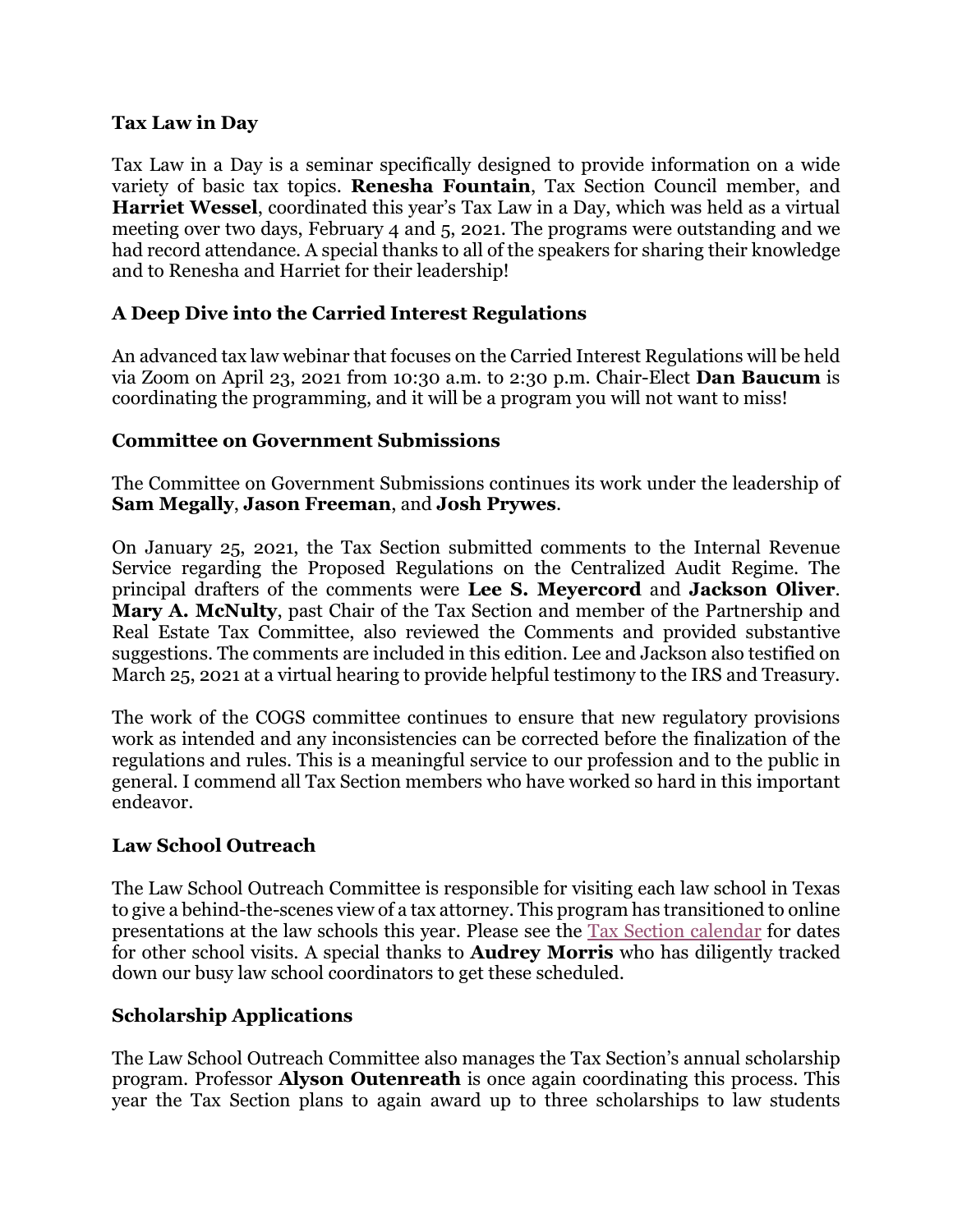### Tax Law in Day

Tax Law in a Day is a seminar specifically designed to provide information on a wide variety of basic tax topics. **Renesha Fountain**, Tax Section Council member, and **Harriet Wessel**, coordinated this year's Tax Law in a Day, which was held as a virtual meeting over two days, February 4 and 5, 2021. The programs were outstanding and we had record attendance. A special thanks to all of the speakers for sharing their knowledge and to Renesha and Harriet for their leadership!

### A Deep Dive into the Carried Interest Regulations

An advanced tax law webinar that focuses on the Carried Interest Regulations will be held via Zoom on April 23, 2021 from 10:30 a.m. to 2:30 p.m. Chair-Elect **Dan Baucum** is coordinating the programming, and it will be a program you will not want to miss!

### Committee on Government Submissions

The Committee on Government Submissions continues its work under the leadership of **Sam Megally**, **Jason Freeman**, and **Josh Prywes**.

On January 25, 2021, the Tax Section submitted comments to the Internal Revenue Service regarding the Proposed Regulations on the Centralized Audit Regime. The principal drafters of the comments were **Lee S. Meyercord** and **Jackson Oliver**. **Mary A. McNulty**, past Chair of the Tax Section and member of the Partnership and Real Estate Tax Committee, also reviewed the Comments and provided substantive suggestions. The comments are included in this edition. Lee and Jackson also testified on March 25, 2021 at a virtual hearing to provide helpful testimony to the IRS and Treasury.

The work of the COGS committee continues to ensure that new regulatory provisions work as intended and any inconsistencies can be corrected before the finalization of the regulations and rules. This is a meaningful service to our profession and to the public in general. I commend all Tax Section members who have worked so hard in this important endeavor.

### Law School Outreach

The Law School Outreach Committee is responsible for visiting each law school in Texas to give a behind-the-scenes view of a tax attorney. This program has transitioned to online presentations at the law schools this year. Please see the Tax Section calendar for dates for other school visits. A special thanks to **Audrey Morris** who has diligently tracked down our busy law school coordinators to get these scheduled.

### Scholarship Applications

The Law School Outreach Committee also manages the Tax Section's annual scholarship program. Professor **Alyson Outenreath** is once again coordinating this process. This year the Tax Section plans to again award up to three scholarships to law students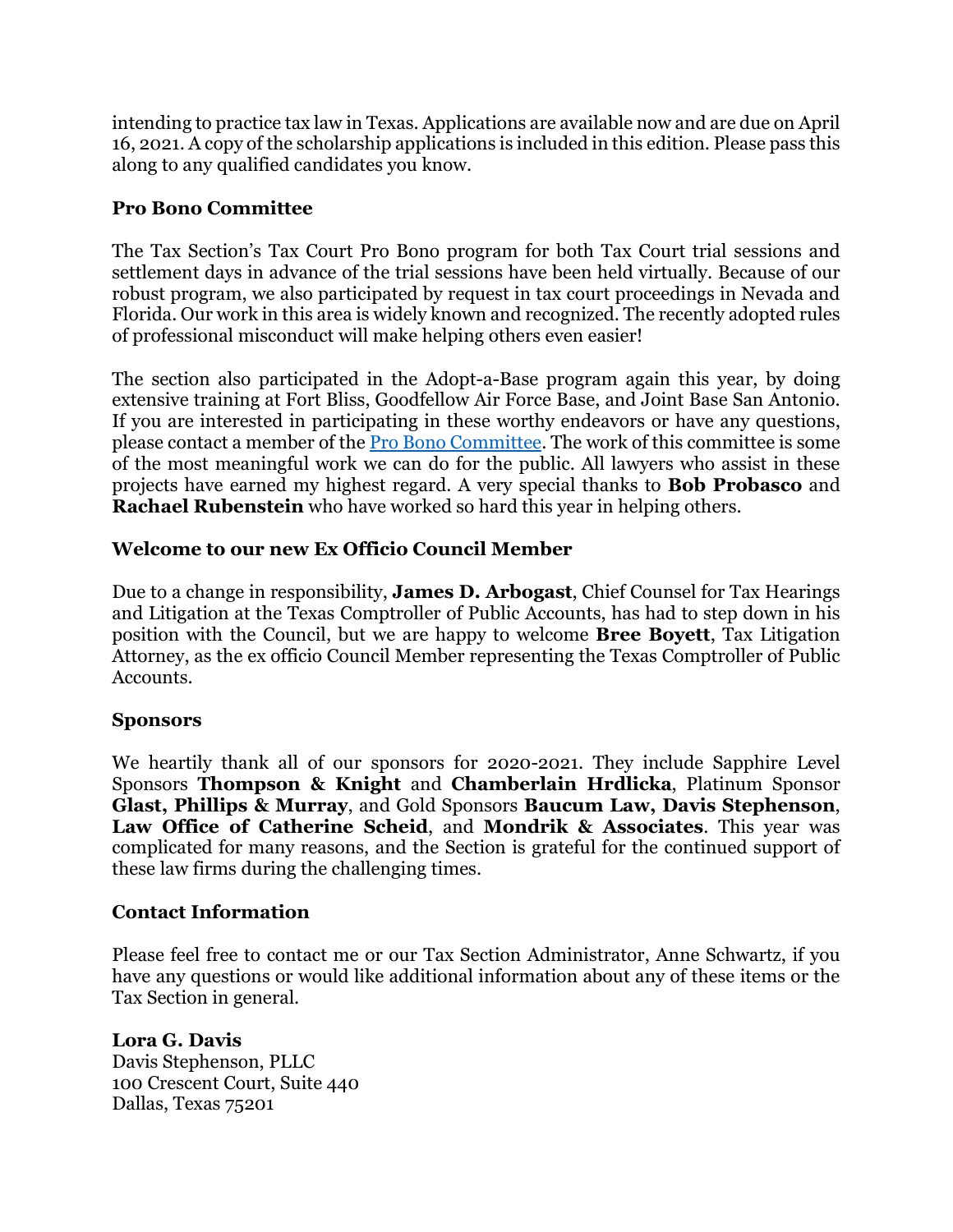intending to practice tax law in Texas. Applications are available now and are due on April 16, 2021. A copy of the scholarship applications is included in this edition. Please pass this along to any qualified candidates you know.

### Pro Bono Committee

The Tax Section's Tax Court Pro Bono program for both Tax Court trial sessions and settlement days in advance of the trial sessions have been held virtually. Because of our robust program, we also participated by request in tax court proceedings in Nevada and Florida. Our work in this area is widely known and recognized. The recently adopted rules of professional misconduct will make helping others even easier!

The section also participated in the Adopt-a-Base program again this year, by doing extensive training at Fort Bliss, Goodfellow Air Force Base, and Joint Base San Antonio. If you are interested in participating in these worthy endeavors or have any questions, please contact a member of the Pro Bono Committee. The work of this committee is some of the most meaningful work we can do for the public. All lawyers who assist in these projects have earned my highest regard. A very special thanks to **Bob Probasco** and **Rachael Rubenstein** who have worked so hard this year in helping others.

### Welcome to our new Ex Officio Council Member

Due to a change in responsibility, **James D. Arbogast**, Chief Counsel for Tax Hearings and Litigation at the Texas Comptroller of Public Accounts, has had to step down in his position with the Council, but we are happy to welcome **Bree Boyett**, Tax Litigation Attorney, as the ex officio Council Member representing the Texas Comptroller of Public Accounts.

### Sponsors

We heartily thank all of our sponsors for 2020-2021. They include Sapphire Level Sponsors **Thompson & Knight** and **Chamberlain Hrdlicka**, Platinum Sponsor **Glast, Phillips & Murray**, and Gold Sponsors **Baucum Law, Davis Stephenson**, **Law Office of Catherine Scheid**, and **Mondrik & Associates**. This year was complicated for many reasons, and the Section is grateful for the continued support of these law firms during the challenging times.

### Contact Information

Please feel free to contact me or our Tax Section Administrator, Anne Schwartz, if you have any questions or would like additional information about any of these items or the Tax Section in general.

**Lora G. Davis**
Davis Stephenson, PLLC
100 Crescent Court, Suite 440
Dallas, Texas 75201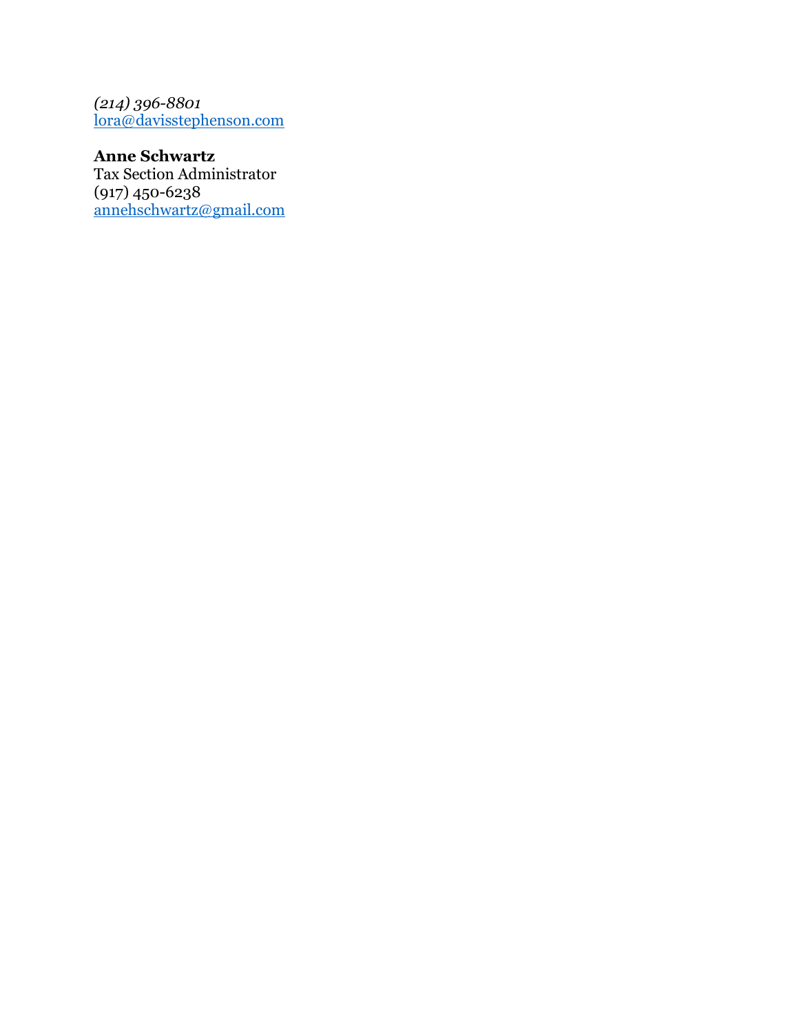*(214) 396-8801*
lora@davisstephenson.com

**Anne Schwartz**
Tax Section Administrator
(917) 450-6238
annehschwartz@gmail.com